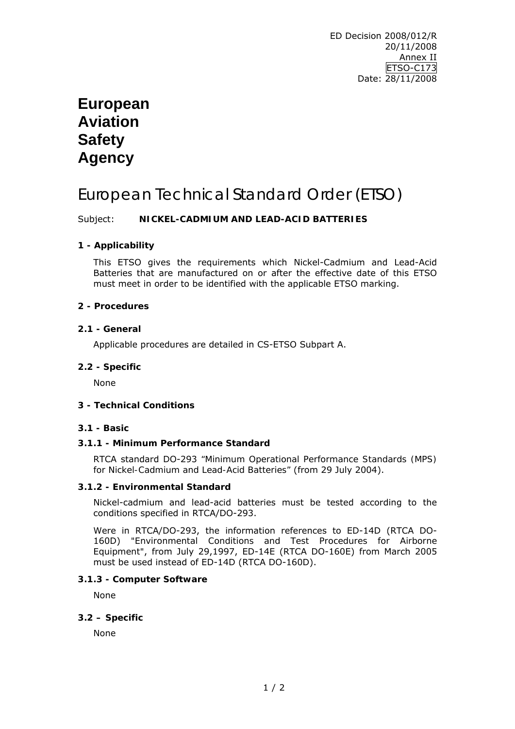ED Decision 2008/012/R
20/11/2008
Annex II
ETSO-C173
Date: 28/11/2008

# European Aviation Safety Agency

# European Technical Standard Order (ETSO)

Subject: **NICKEL-CADMIUM AND LEAD-ACID BATTERIES**

## 1 - Applicability

This ETSO gives the requirements which Nickel-Cadmium and Lead-Acid Batteries that are manufactured on or after the effective date of this ETSO must meet in order to be identified with the applicable ETSO marking.

## 2 - Procedures

### 2.1 - General

Applicable procedures are detailed in CS-ETSO Subpart A.

### 2.2 - Specific

None

## 3 - Technical Conditions

### 3.1 - Basic

#### 3.1.1 - Minimum Performance Standard

RTCA standard DO-293 “Minimum Operational Performance Standards (MPS) for Nickel-Cadmium and Lead-Acid Batteries” (from 29 July 2004).

#### 3.1.2 - Environmental Standard

Nickel-cadmium and lead-acid batteries must be tested according to the conditions specified in RTCA/DO-293.

Were in RTCA/DO-293, the information references to ED-14D (RTCA DO-160D) "Environmental Conditions and Test Procedures for Airborne Equipment", from July 29,1997, ED-14E (RTCA DO-160E) from March 2005 must be used instead of ED-14D (RTCA DO-160D).

#### 3.1.3 - Computer Software

None

### 3.2 – Specific

None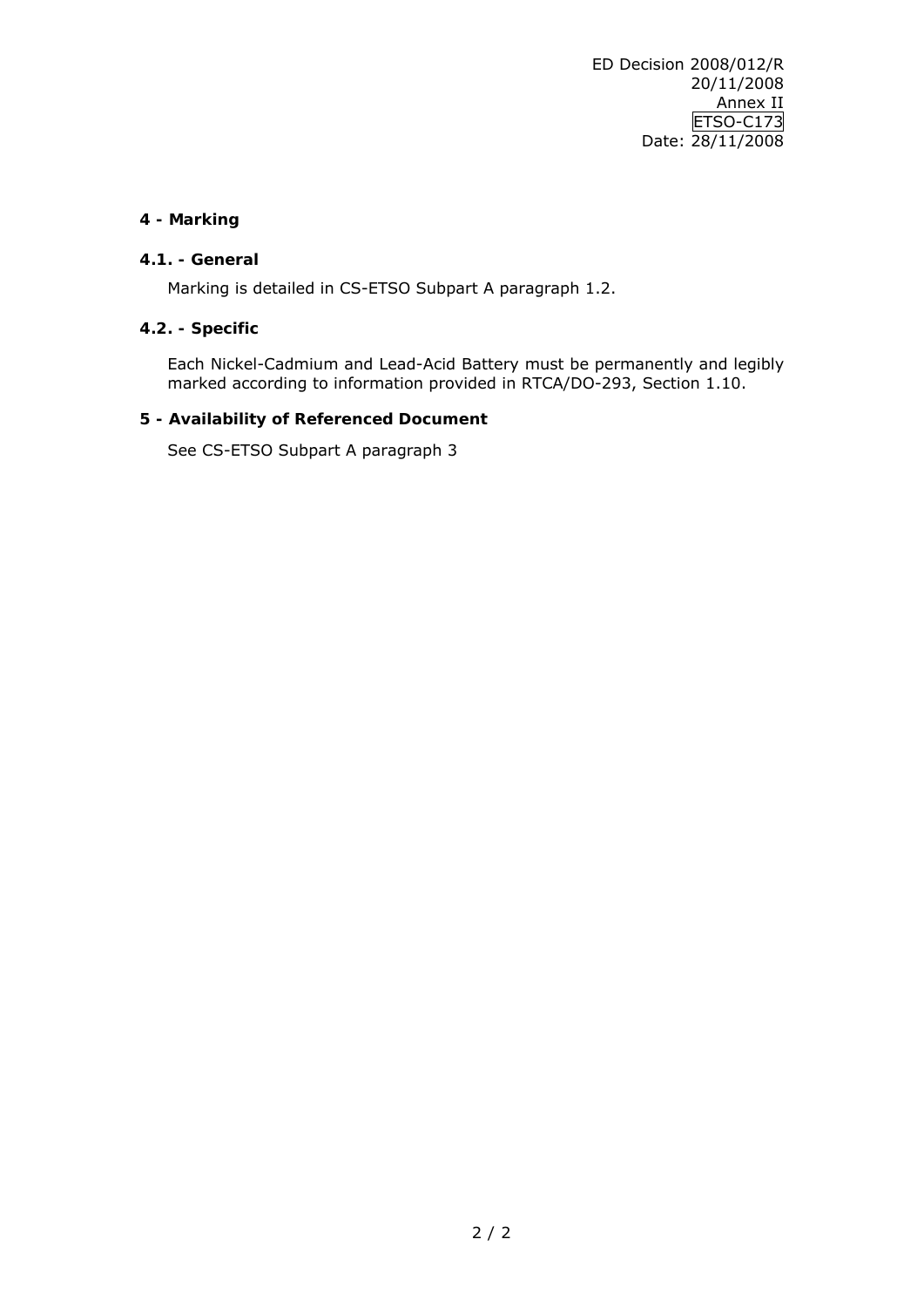## 4 - Marking

### 4.1. - General

Marking is detailed in CS-ETSO Subpart A paragraph 1.2.

### 4.2. - Specific

Each Nickel-Cadmium and Lead-Acid Battery must be permanently and legibly marked according to information provided in RTCA/DO-293, Section 1.10.

## 5 - Availability of Referenced Document

See CS-ETSO Subpart A paragraph 3